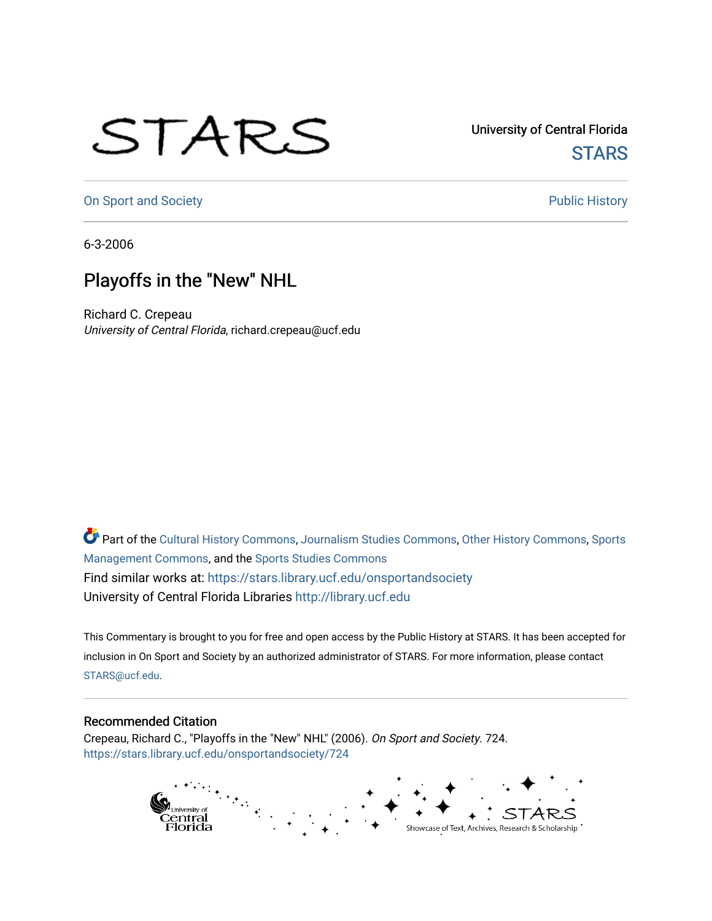University of Central Florida

STARS

On Sport and Society

Public History

6-3-2006

# Playoffs in the "New" NHL

Richard C. Crepeau

*University of Central Florida*, richard.crepeau@ucf.edu

Part of the Cultural History Commons, Journalism Studies Commons, Other History Commons, Sports Management Commons, and the Sports Studies Commons

Find similar works at: https://stars.library.ucf.edu/onsportandsociety

University of Central Florida Libraries http://library.ucf.edu

This Commentary is brought to you for free and open access by the Public History at STARS. It has been accepted for inclusion in On Sport and Society by an authorized administrator of STARS. For more information, please contact STARS@ucf.edu.

## Recommended Citation

Crepeau, Richard C., "Playoffs in the "New" NHL" (2006). *On Sport and Society*. 724.
https://stars.library.ucf.edu/onsportandsociety/724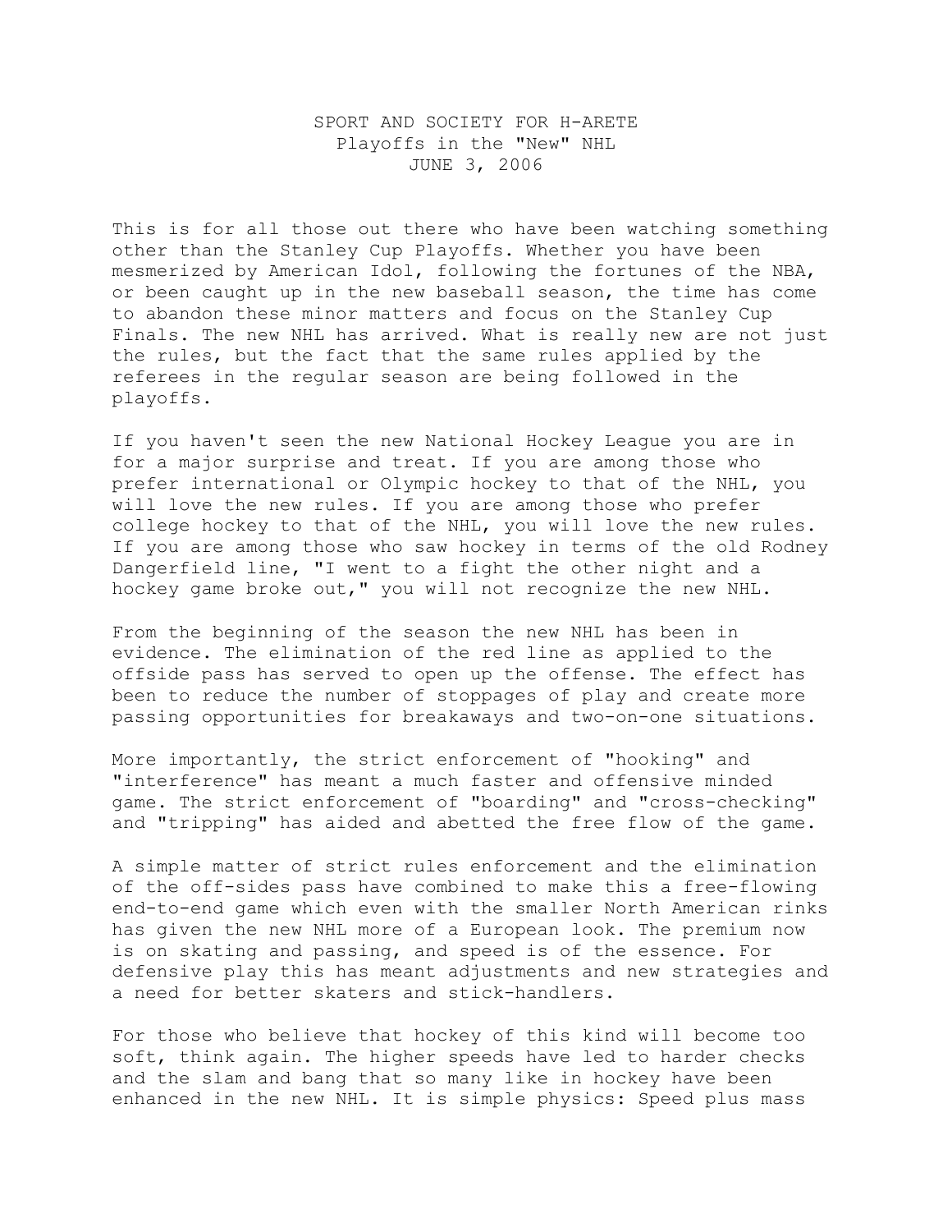SPORT AND SOCIETY FOR H-ARETE
Playoffs in the "New" NHL
JUNE 3, 2006

This is for all those out there who have been watching something other than the Stanley Cup Playoffs. Whether you have been mesmerized by American Idol, following the fortunes of the NBA, or been caught up in the new baseball season, the time has come to abandon these minor matters and focus on the Stanley Cup Finals. The new NHL has arrived. What is really new are not just the rules, but the fact that the same rules applied by the referees in the regular season are being followed in the playoffs.

If you haven't seen the new National Hockey League you are in for a major surprise and treat. If you are among those who prefer international or Olympic hockey to that of the NHL, you will love the new rules. If you are among those who prefer college hockey to that of the NHL, you will love the new rules. If you are among those who saw hockey in terms of the old Rodney Dangerfield line, "I went to a fight the other night and a hockey game broke out," you will not recognize the new NHL.

From the beginning of the season the new NHL has been in evidence. The elimination of the red line as applied to the offside pass has served to open up the offense. The effect has been to reduce the number of stoppages of play and create more passing opportunities for breakaways and two-on-one situations.

More importantly, the strict enforcement of "hooking" and "interference" has meant a much faster and offensive minded game. The strict enforcement of "boarding" and "cross-checking" and "tripping" has aided and abetted the free flow of the game.

A simple matter of strict rules enforcement and the elimination of the off-sides pass have combined to make this a free-flowing end-to-end game which even with the smaller North American rinks has given the new NHL more of a European look. The premium now is on skating and passing, and speed is of the essence. For defensive play this has meant adjustments and new strategies and a need for better skaters and stick-handlers.

For those who believe that hockey of this kind will become too soft, think again. The higher speeds have led to harder checks and the slam and bang that so many like in hockey have been enhanced in the new NHL. It is simple physics: Speed plus mass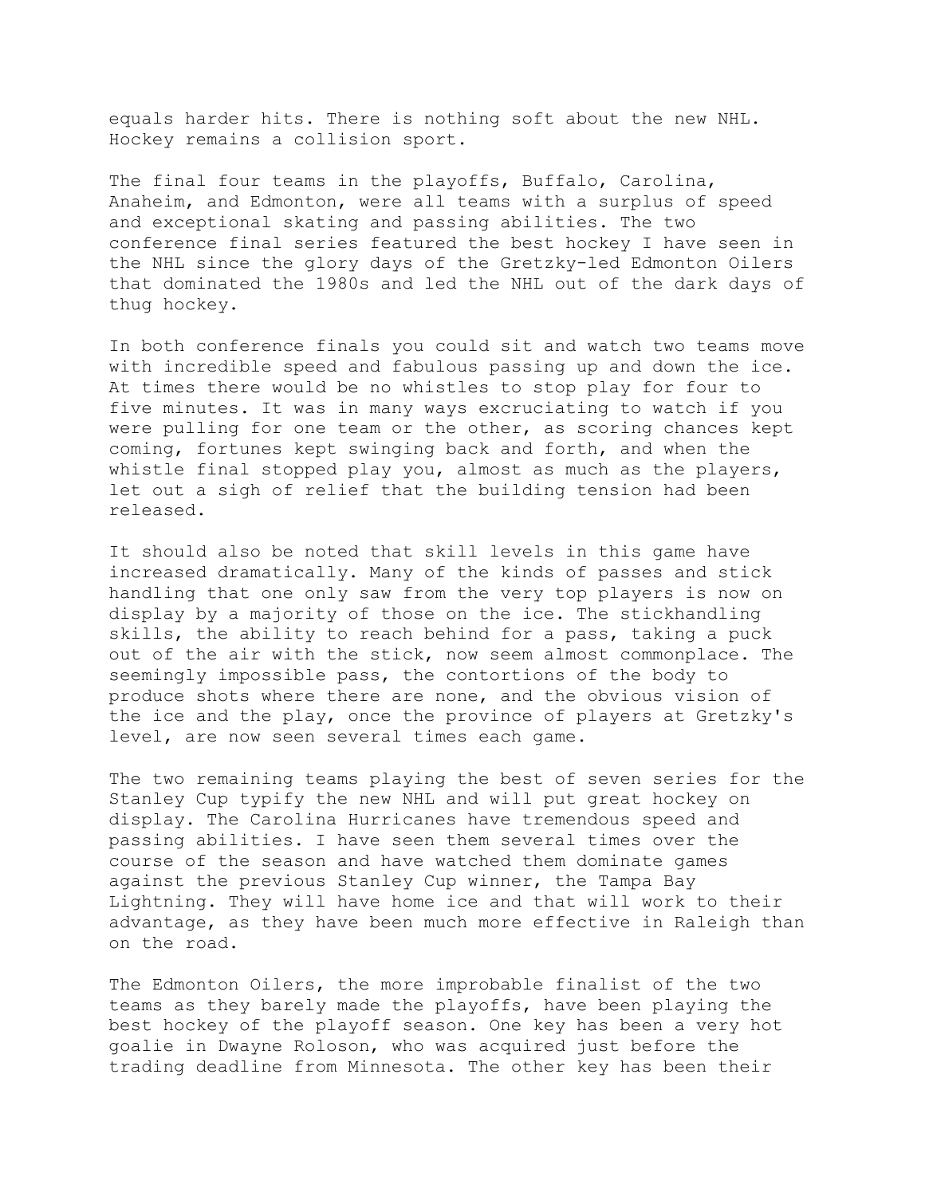equals harder hits. There is nothing soft about the new NHL. Hockey remains a collision sport.

The final four teams in the playoffs, Buffalo, Carolina, Anaheim, and Edmonton, were all teams with a surplus of speed and exceptional skating and passing abilities. The two conference final series featured the best hockey I have seen in the NHL since the glory days of the Gretzky-led Edmonton Oilers that dominated the 1980s and led the NHL out of the dark days of thug hockey.

In both conference finals you could sit and watch two teams move with incredible speed and fabulous passing up and down the ice. At times there would be no whistles to stop play for four to five minutes. It was in many ways excruciating to watch if you were pulling for one team or the other, as scoring chances kept coming, fortunes kept swinging back and forth, and when the whistle final stopped play you, almost as much as the players, let out a sigh of relief that the building tension had been released.

It should also be noted that skill levels in this game have increased dramatically. Many of the kinds of passes and stick handling that one only saw from the very top players is now on display by a majority of those on the ice. The stickhandling skills, the ability to reach behind for a pass, taking a puck out of the air with the stick, now seem almost commonplace. The seemingly impossible pass, the contortions of the body to produce shots where there are none, and the obvious vision of the ice and the play, once the province of players at Gretzky's level, are now seen several times each game.

The two remaining teams playing the best of seven series for the Stanley Cup typify the new NHL and will put great hockey on display. The Carolina Hurricanes have tremendous speed and passing abilities. I have seen them several times over the course of the season and have watched them dominate games against the previous Stanley Cup winner, the Tampa Bay Lightning. They will have home ice and that will work to their advantage, as they have been much more effective in Raleigh than on the road.

The Edmonton Oilers, the more improbable finalist of the two teams as they barely made the playoffs, have been playing the best hockey of the playoff season. One key has been a very hot goalie in Dwayne Roloson, who was acquired just before the trading deadline from Minnesota. The other key has been their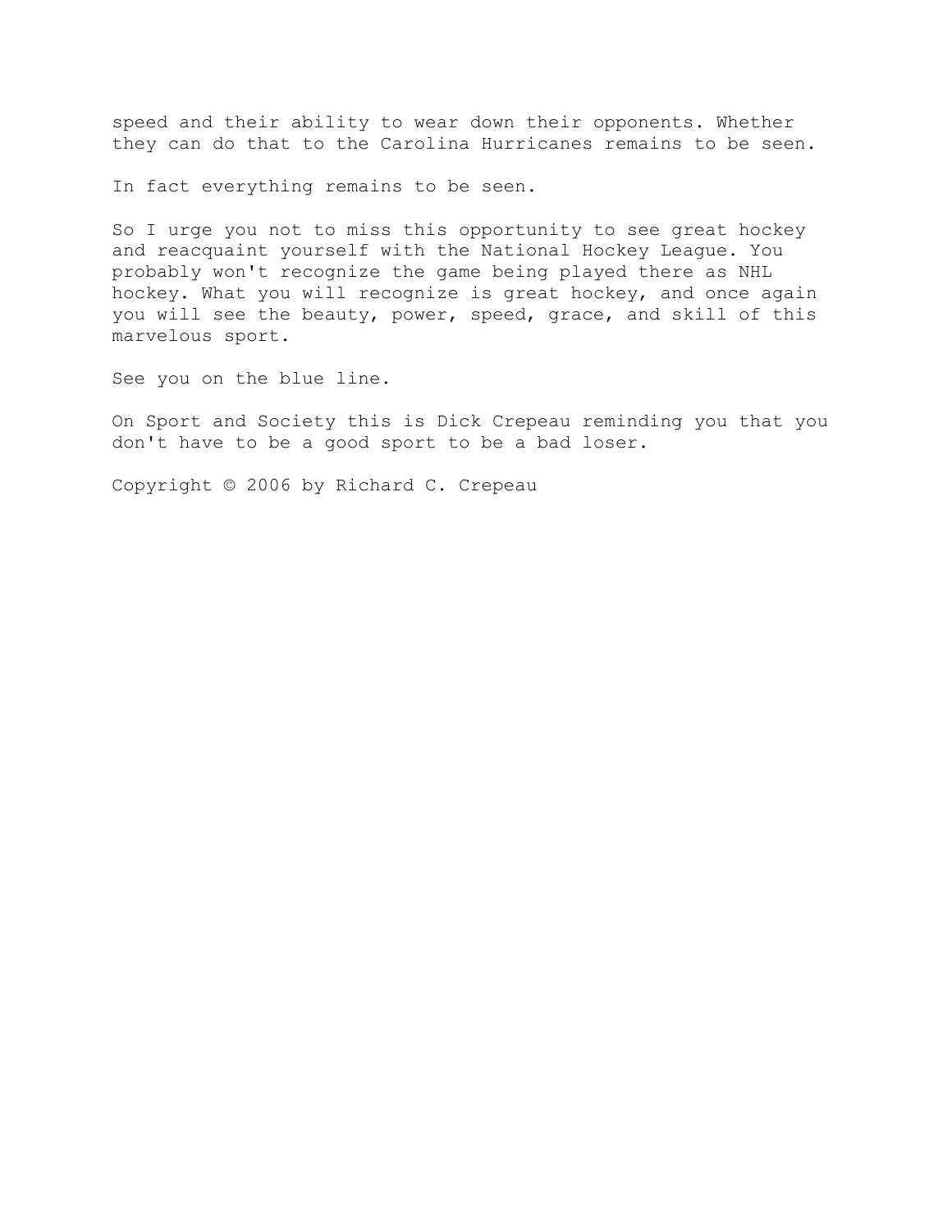speed and their ability to wear down their opponents. Whether they can do that to the Carolina Hurricanes remains to be seen.

In fact everything remains to be seen.

So I urge you not to miss this opportunity to see great hockey and reacquaint yourself with the National Hockey League. You probably won't recognize the game being played there as NHL hockey. What you will recognize is great hockey, and once again you will see the beauty, power, speed, grace, and skill of this marvelous sport.

See you on the blue line.

On Sport and Society this is Dick Crepeau reminding you that you don't have to be a good sport to be a bad loser.

Copyright © 2006 by Richard C. Crepeau